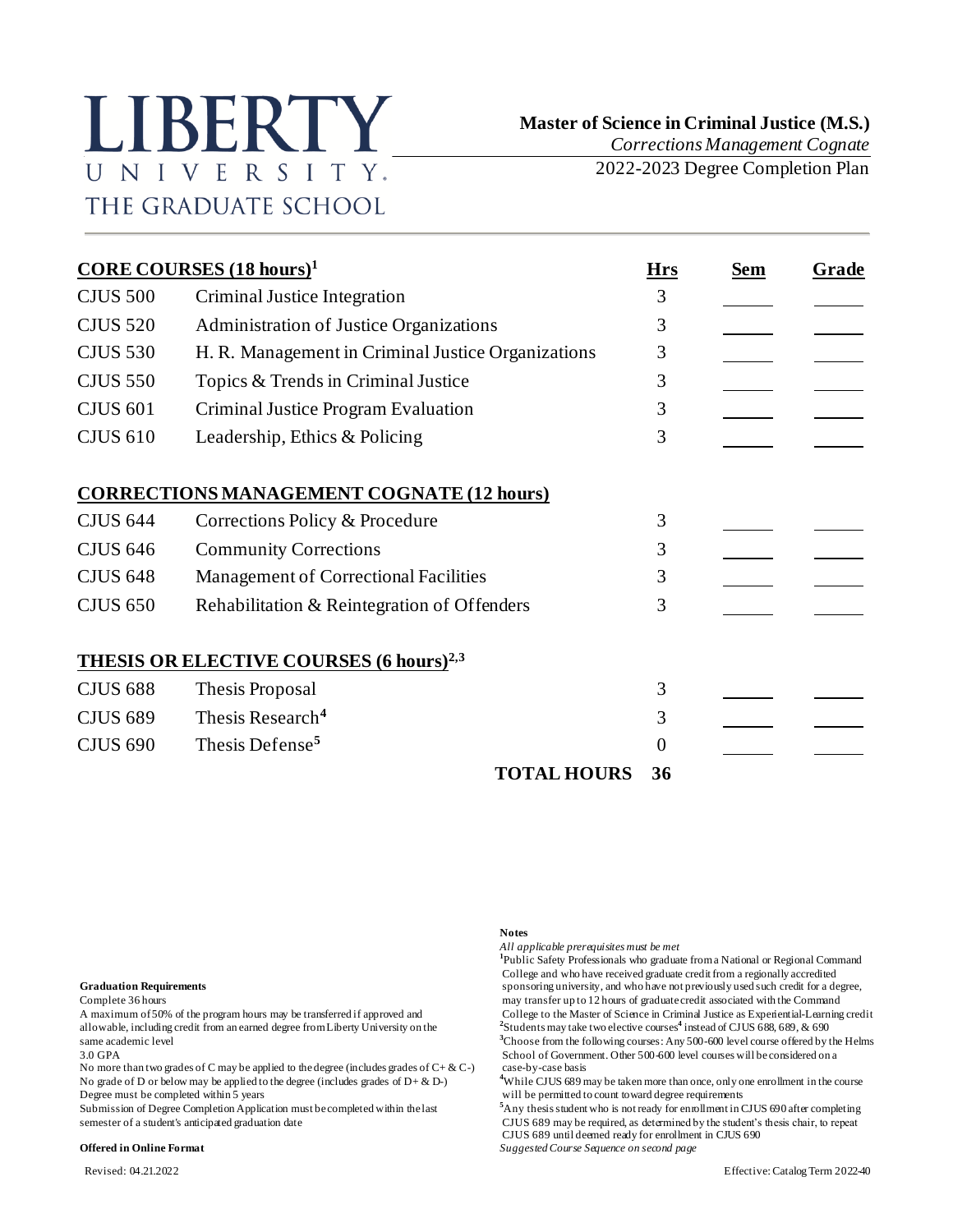# LIBERTY UNIVERSITY. THE GRADUATE SCHOOL

**Master of Science in Criminal Justice (M.S.)**
*Corrections Management Cognate*
2022-2023 Degree Completion Plan

| **CORE COURSES (18 hours)[1]** | | **Hrs** | **Sem** | **Grade** |
|---|---|---|---|---|
| CJUS 500 | Criminal Justice Integration | 3 | | |
| CJUS 520 | Administration of Justice Organizations | 3 | | |
| CJUS 530 | H. R. Management in Criminal Justice Organizations | 3 | | |
| CJUS 550 | Topics & Trends in Criminal Justice | 3 | | |
| CJUS 601 | Criminal Justice Program Evaluation | 3 | | |
| CJUS 610 | Leadership, Ethics & Policing | 3 | | |
| **CORRECTIONS MANAGEMENT COGNATE (12 hours)** | | | | |
| CJUS 644 | Corrections Policy & Procedure | 3 | | |
| CJUS 646 | Community Corrections | 3 | | |
| CJUS 648 | Management of Correctional Facilities | 3 | | |
| CJUS 650 | Rehabilitation & Reintegration of Offenders | 3 | | |
| **THESIS OR ELECTIVE COURSES (6 hours)[2,3]** | | | | |
| CJUS 688 | Thesis Proposal | 3 | | |
| CJUS 689 | Thesis Research[4] | 3 | | |
| CJUS 690 | Thesis Defense[5] | 0 | | |
| | **TOTAL HOURS** | **36** | | |

**Graduation Requirements**
Complete 36 hours
A maximum of 50% of the program hours may be transferred if approved and allowable, including credit from an earned degree from Liberty University on the same academic level
3.0 GPA
No more than two grades of C may be applied to the degree (includes grades of C+ & C-)
No grade of D or below may be applied to the degree (includes grades of D+ & D-)
Degree must be completed within 5 years
Submission of Degree Completion Application must be completed within the last semester of a student's anticipated graduation date

**Offered in Online Format**

**Notes**
*All applicable prerequisites must be met*
[1]Public Safety Professionals who graduate from a National or Regional Command College and who have received graduate credit from a regionally accredited sponsoring university, and who have not previously used such credit for a degree, may transfer up to 12 hours of graduate credit associated with the Command College to the Master of Science in Criminal Justice as Experiential-Learning credit
[2]Students may take two elective courses[4] instead of CJUS 688, 689, & 690
[3]Choose from the following courses: Any 500-600 level course offered by the Helms School of Government. Other 500-600 level courses will be considered on a case-by-case basis
[4]While CJUS 689 may be taken more than once, only one enrollment in the course will be permitted to count toward degree requirements
[5]Any thesis student who is not ready for enrollment in CJUS 690 after completing CJUS 689 may be required, as determined by the student's thesis chair, to repeat CJUS 689 until deemed ready for enrollment in CJUS 690
*Suggested Course Sequence on second page*

Revised: 04.21.2022

Effective: Catalog Term 2022-40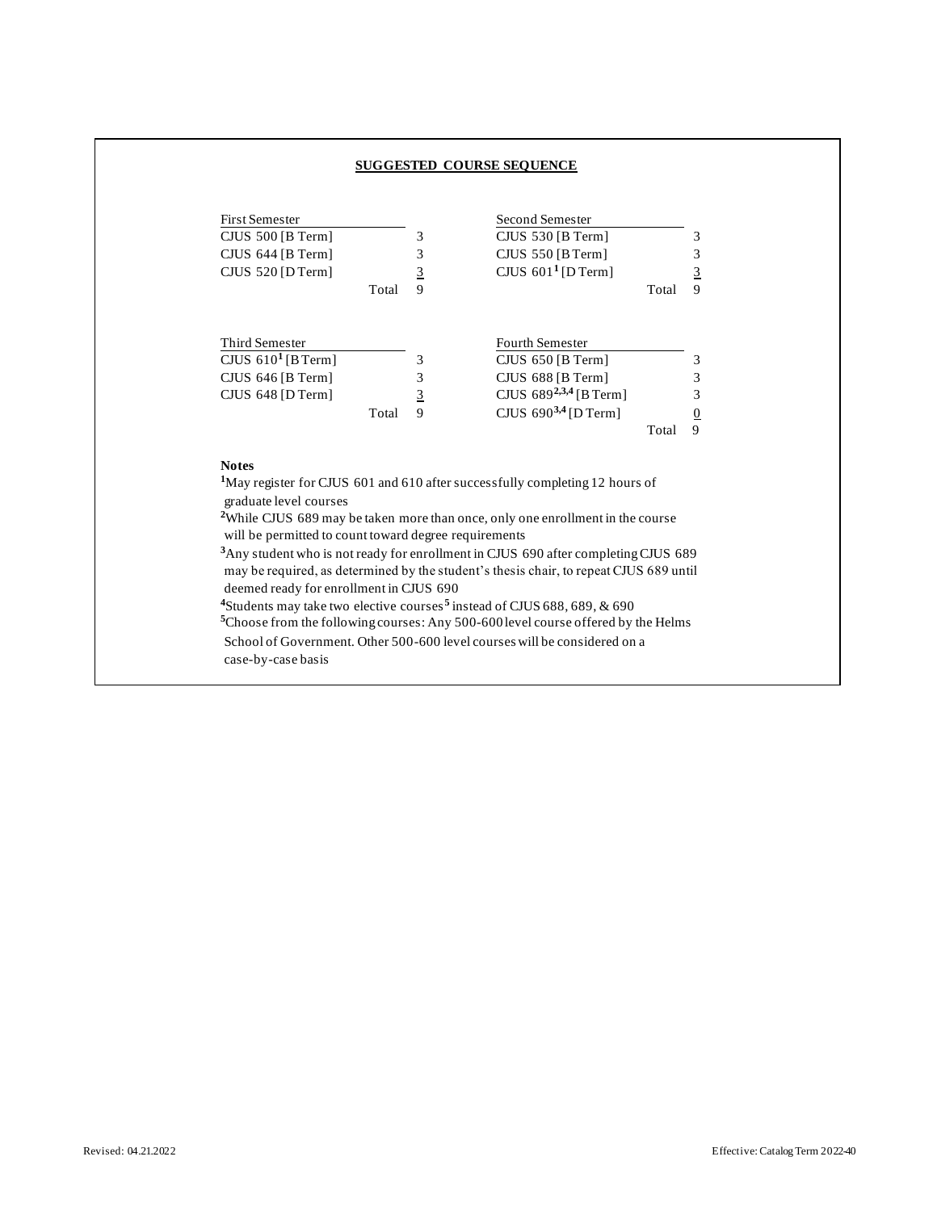## SUGGESTED COURSE SEQUENCE

| First Semester | | Second Semester | |
|---|---|---|---|
| CJUS 500 [B Term] | 3 | CJUS 530 [B Term] | 3 |
| CJUS 644 [B Term] | 3 | CJUS 550 [B Term] | 3 |
| CJUS 520 [D Term] | 3 | CJUS 601[1] [D Term] | 3 |
| Total | 9 | Total | 9 |

| Third Semester | | Fourth Semester | |
|---|---|---|---|
| CJUS 610[1] [B Term] | 3 | CJUS 650 [B Term] | 3 |
| CJUS 646 [B Term] | 3 | CJUS 688 [B Term] | 3 |
| CJUS 648 [D Term] | 3 | CJUS 689[2,3,4] [B Term] | 3 |
| Total | 9 | CJUS 690[3,4] [D Term] | 0 |
| | | Total | 9 |

**Notes**

[1]May register for CJUS 601 and 610 after successfully completing 12 hours of graduate level courses

[2]While CJUS 689 may be taken more than once, only one enrollment in the course will be permitted to count toward degree requirements

[3]Any student who is not ready for enrollment in CJUS 690 after completing CJUS 689 may be required, as determined by the student's thesis chair, to repeat CJUS 689 until deemed ready for enrollment in CJUS 690

[4]Students may take two elective courses[5] instead of CJUS 688, 689, & 690

[5]Choose from the following courses: Any 500-600 level course offered by the Helms School of Government. Other 500-600 level courses will be considered on a case-by-case basis

Revised: 04.21.2022

Effective: Catalog Term 2022-40